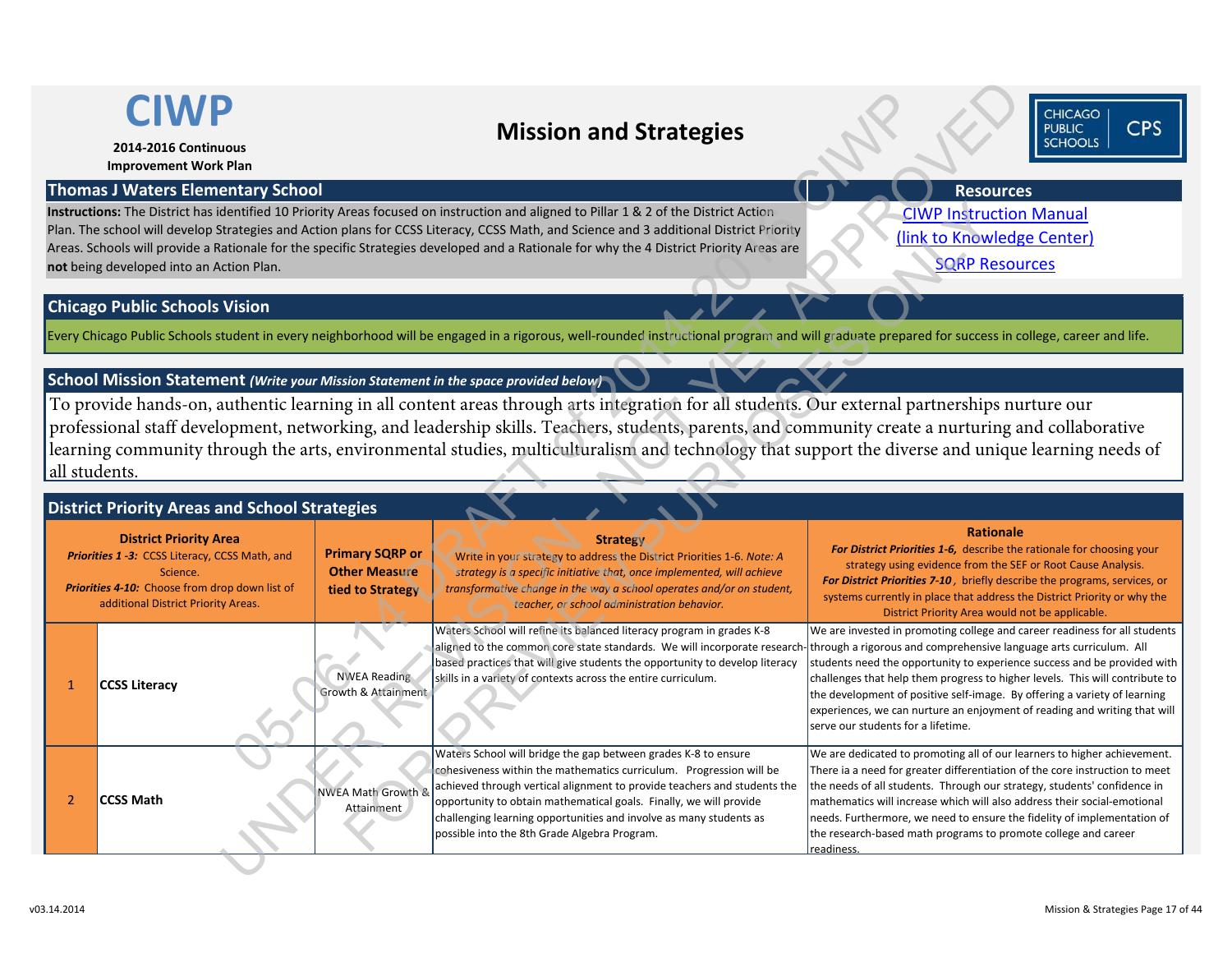# CIWP

**2014-2016 Continuous Improvement Work Plan**

# Mission and Strategies

## Thomas J Waters Elementary School

**Instructions:** The District has identified 10 Priority Areas focused on instruction and aligned to Pillar 1 & 2 of the District Action Plan. The school will develop Strategies and Action plans for CCSS Literacy, CCSS Math, and Science and 3 additional District Priority Areas. Schools will provide a Rationale for the specific Strategies developed and a Rationale for why the 4 District Priority Areas are **not** being developed into an Action Plan.

### Resources

[CIWP Instruction Manual](link)
[(link to Knowledge Center)](link)
[SQRP Resources](link)

## Chicago Public Schools Vision

Every Chicago Public Schools student in every neighborhood will be engaged in a rigorous, well-rounded instructional program and will graduate prepared for success in college, career and life.

## School Mission Statement *(Write your Mission Statement in the space provided below)*

To provide hands-on, authentic learning in all content areas through arts integration for all students. Our external partnerships nurture our professional staff development, networking, and leadership skills. Teachers, students, parents, and community create a nurturing and collaborative learning community through the arts, environmental studies, multiculturalism and technology that support the diverse and unique learning needs of all students.

## District Priority Areas and School Strategies

| | **District Priority Area**<br>***Priorities 1 -3:*** CCSS Literacy, CCSS Math, and Science.<br>***Priorities 4-10:*** Choose from drop down list of additional District Priority Areas. | **Primary SQRP or Other Measure tied to Strategy** | **Strategy**<br>Write in your strategy to address the District Priorities 1-6. *Note: A strategy is a specific initiative that, once implemented, will achieve transformative change in the way a school operates and/or on student, teacher, or school administration behavior.* | **Rationale**<br>***For District Priorities 1-6,*** describe the rationale for choosing your strategy using evidence from the SEF or Root Cause Analysis.<br>***For District Priorities 7-10*** , briefly describe the programs, services, or systems currently in place that address the District Priority or why the District Priority Area would not be applicable. |
|---|---|---|---|---|
| 1 | **CCSS Literacy** | NWEA Reading Growth & Attainment | Waters School will refine its balanced literacy program in grades K-8 aligned to the common core state standards. We will incorporate research-based practices that will give students the opportunity to develop literacy skills in a variety of contexts across the entire curriculum. | We are invested in promoting college and career readiness for all students through a rigorous and comprehensive language arts curriculum. All students need the opportunity to experience success and be provided with challenges that help them progress to higher levels. This will contribute to the development of positive self-image. By offering a variety of learning experiences, we can nurture an enjoyment of reading and writing that will serve our students for a lifetime. |
| 2 | **CCSS Math** | NWEA Math Growth & Attainment | Waters School will bridge the gap between grades K-8 to ensure cohesiveness within the mathematics curriculum. Progression will be achieved through vertical alignment to provide teachers and students the opportunity to obtain mathematical goals. Finally, we will provide challenging learning opportunities and involve as many students as possible into the 8th Grade Algebra Program. | We are dedicated to promoting all of our learners to higher achievement. There ia a need for greater differentiation of the core instruction to meet the needs of all students. Through our strategy, students' confidence in mathematics will increase which will also address their social-emotional needs. Furthermore, we need to ensure the fidelity of implementation of the research-based math programs to promote college and career readiness. |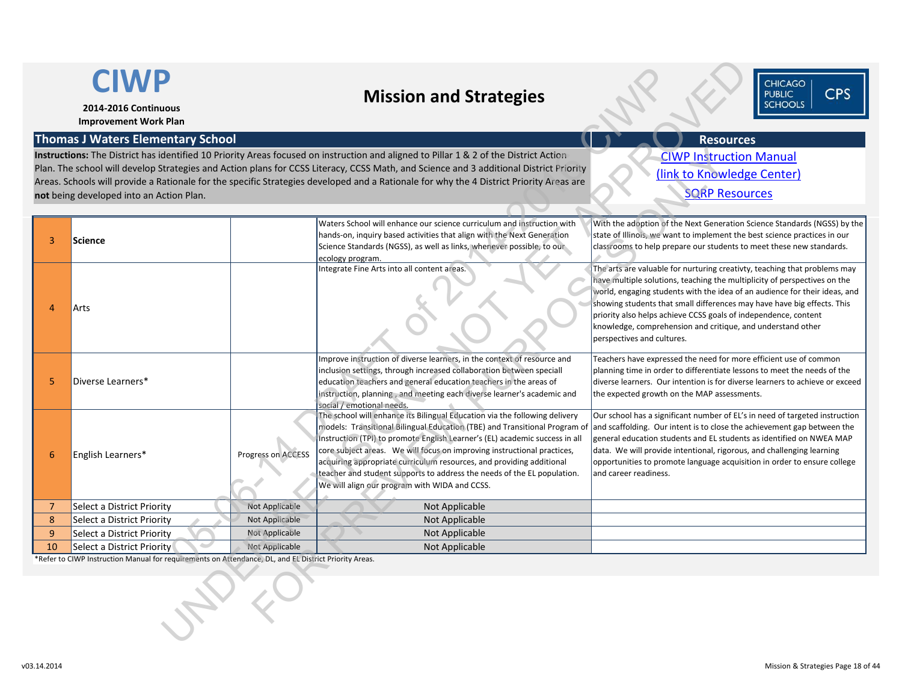# CIWP

**2014-2016 Continuous Improvement Work Plan**

# Mission and Strategies

## Thomas J Waters Elementary School

**Instructions:** The District has identified 10 Priority Areas focused on instruction and aligned to Pillar 1 & 2 of the District Action Plan. The school will develop Strategies and Action plans for CCSS Literacy, CCSS Math, and Science and 3 additional District Priority Areas. Schools will provide a Rationale for the specific Strategies developed and a Rationale for why the 4 District Priority Areas are **not** being developed into an Action Plan.

**Resources**

CIWP Instruction Manual (link to Knowledge Center)

SQRP Resources

| | | | | |
|---|---|---|---|---|
| 3 | **Science** | | Waters School will enhance our science curriculum and instruction with hands-on, inquiry based activities that align with the Next Generation Science Standards (NGSS), as well as links, whenever possible, to our ecology program. | With the adoption of the Next Generation Science Standards (NGSS) by the state of Illinois, we want to implement the best science practices in our classrooms to help prepare our students to meet these new standards. |
| 4 | Arts | | Integrate Fine Arts into all content areas. | The arts are valuable for nurturing creativty, teaching that problems may have multiple solutions, teaching the multiplicity of perspectives on the world, engaging students with the idea of an audience for their ideas, and showing students that small differences may have have big effects. This priority also helps achieve CCSS goals of independence, content knowledge, comprehension and critique, and understand other perspectives and cultures. |
| 5 | Diverse Learners* | | Improve instruction of diverse learners, in the context of resource and inclusion settings, through increased collaboration between speciall education teachers and general education teachers in the areas of instruction, planning , and meeting each diverse learner's academic and social / emotional needs. | Teachers have expressed the need for more efficient use of common planning time in order to differentiate lessons to meet the needs of the diverse learners. Our intention is for diverse learners to achieve or exceed the expected growth on the MAP assessments. |
| 6 | English Learners* | Progress on ACCESS | The school will enhance its Bilingual Education via the following delivery models: Transitional Bilingual Education (TBE) and Transitional Program of Instruction (TPI) to promote English Learner's (EL) academic success in all core subject areas. We will focus on improving instructional practices, acquiring appropriate curriculum resources, and providing additional teacher and student supports to address the needs of the EL population. We will align our program with WIDA and CCSS. | Our school has a significant number of EL's in need of targeted instruction and scaffolding. Our intent is to close the achievement gap between the general education students and EL students as identified on NWEA MAP data. We will provide intentional, rigorous, and challenging learning opportunities to promote language acquisition in order to ensure college and career readiness. |
| 7 | Select a District Priority | Not Applicable | Not Applicable | |
| 8 | Select a District Priority | Not Applicable | Not Applicable | |
| 9 | Select a District Priority | Not Applicable | Not Applicable | |
| 10 | Select a District Priority | Not Applicable | Not Applicable | |

*Refer to CIWP Instruction Manual for requirements on Attendance, DL, and EL District Priority Areas.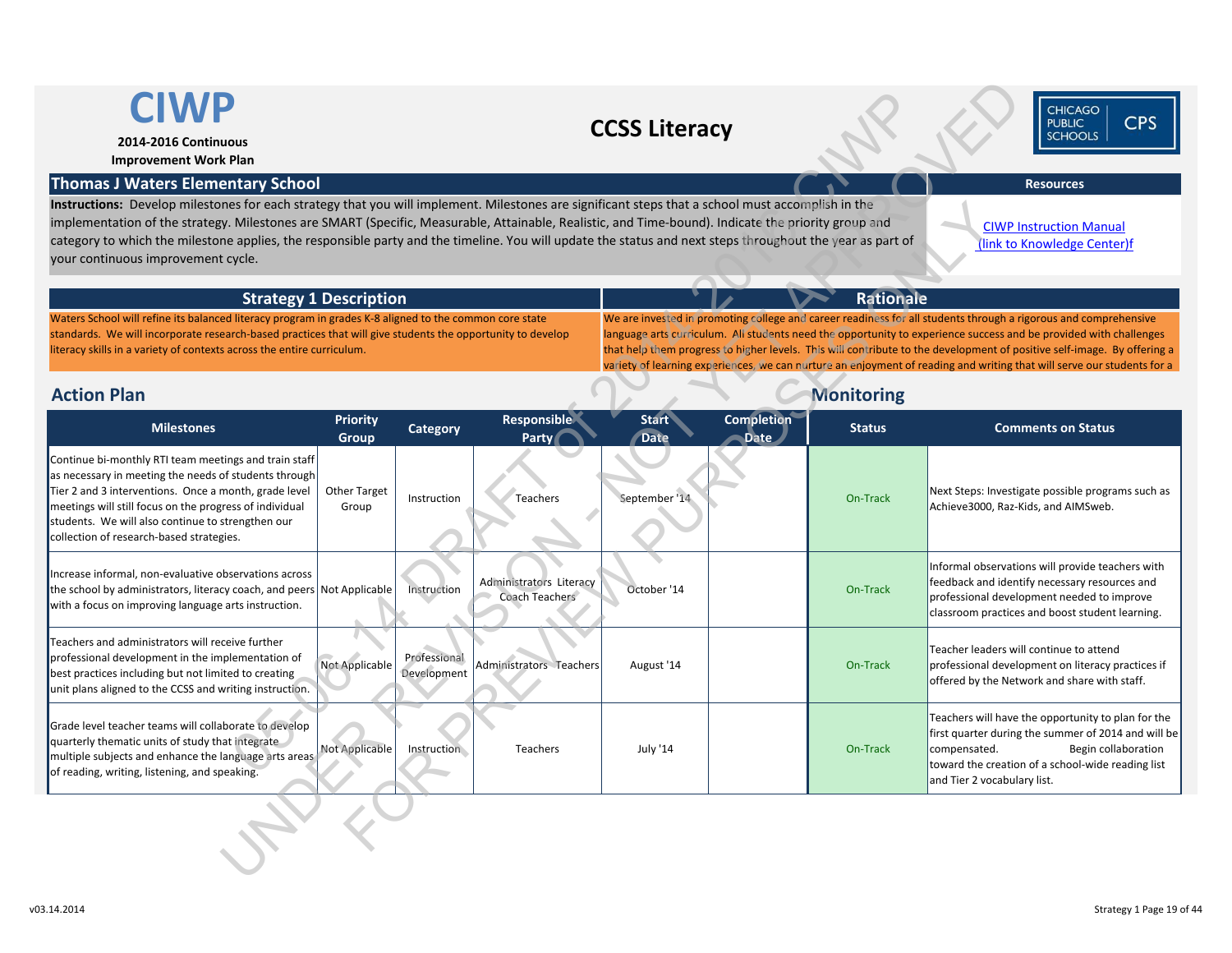# CIWP

**2014-2016 Continuous Improvement Work Plan**

## CCSS Literacy

CHICAGO PUBLIC SCHOOLS | CPS

## Thomas J Waters Elementary School

**Instructions:** Develop milestones for each strategy that you will implement. Milestones are significant steps that a school must accomplish in the implementation of the strategy. Milestones are SMART (Specific, Measurable, Attainable, Realistic, and Time-bound). Indicate the priority group and category to which the milestone applies, the responsible party and the timeline. You will update the status and next steps throughout the year as part of your continuous improvement cycle.

**Resources**

[CIWP Instruction Manual (link to Knowledge Center)f]

### Strategy 1 Description

Waters School will refine its balanced literacy program in grades K-8 aligned to the common core state standards. We will incorporate research-based practices that will give students the opportunity to develop literacy skills in a variety of contexts across the entire curriculum.

### Rationale

We are invested in promoting college and career readiness for all students through a rigorous and comprehensive language arts curriculum. All students need the opportunity to experience success and be provided with challenges that help them progress to higher levels. This will contribute to the development of positive self-image. By offering a variety of learning experiences, we can nurture an enjoyment of reading and writing that will serve our students for a

## Action Plan

## Monitoring

| Milestones | Priority Group | Category | Responsible Party | Start Date | Completion Date | Status | Comments on Status |
|---|---|---|---|---|---|---|---|
| Continue bi-monthly RTI team meetings and train staff as necessary in meeting the needs of students through Tier 2 and 3 interventions. Once a month, grade level meetings will still focus on the progress of individual students. We will also continue to strengthen our collection of research-based strategies. | Other Target Group | Instruction | Teachers | September '14 | | On-Track | Next Steps: Investigate possible programs such as Achieve3000, Raz-Kids, and AIMSweb. |
| Increase informal, non-evaluative observations across the school by administrators, literacy coach, and peers with a focus on improving language arts instruction. | Not Applicable | Instruction | Administrators Literacy Coach Teachers | October '14 | | On-Track | Informal observations will provide teachers with feedback and identify necessary resources and professional development needed to improve classroom practices and boost student learning. |
| Teachers and administrators will receive further professional development in the implementation of best practices including but not limited to creating unit plans aligned to the CCSS and writing instruction. | Not Applicable | Professional Development | Administrators Teachers | August '14 | | On-Track | Teacher leaders will continue to attend professional development on literacy practices if offered by the Network and share with staff. |
| Grade level teacher teams will collaborate to develop quarterly thematic units of study that integrate multiple subjects and enhance the language arts areas of reading, writing, listening, and speaking. | Not Applicable | Instruction | Teachers | July '14 | | On-Track | Teachers will have the opportunity to plan for the first quarter during the summer of 2014 and will be compensated. Begin collaboration toward the creation of a school-wide reading list and Tier 2 vocabulary list. |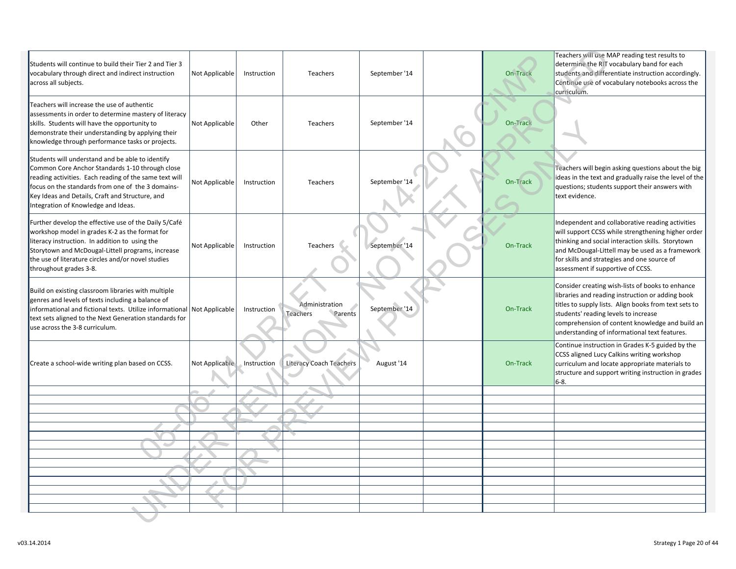| | | | | | | | |
|---|---|---|---|---|---|---|---|
| Students will continue to build their Tier 2 and Tier 3 vocabulary through direct and indirect instruction across all subjects. | Not Applicable | Instruction | Teachers | September '14 | | On-Track | Teachers will use MAP reading test results to determine the RIT vocabulary band for each students and differentiate instruction accordingly. Continue use of vocabulary notebooks across the curriculum. |
| Teachers will increase the use of authentic assessments in order to determine mastery of literacy skills. Students will have the opportunity to demonstrate their understanding by applying their knowledge through performance tasks or projects. | Not Applicable | Other | Teachers | September '14 | | On-Track | |
| Students will understand and be able to identify Common Core Anchor Standards 1-10 through close reading activities. Each reading of the same text will focus on the standards from one of the 3 domains- Key Ideas and Details, Craft and Structure, and Integration of Knowledge and Ideas. | Not Applicable | Instruction | Teachers | September '14 | | On-Track | Teachers will begin asking questions about the big ideas in the text and gradually raise the level of the questions; students support their answers with text evidence. |
| Further develop the effective use of the Daily 5/Café workshop model in grades K-2 as the format for literacy instruction. In addition to using the Storytown and McDougal-Littell programs, increase the use of literature circles and/or novel studies throughout grades 3-8. | Not Applicable | Instruction | Teachers | September '14 | | On-Track | Independent and collaborative reading activities will support CCSS while strengthening higher order thinking and social interaction skills. Storytown and McDougal-Littell may be used as a framework for skills and strategies and one source of assessment if supportive of CCSS. |
| Build on existing classroom libraries with multiple genres and levels of texts including a balance of informational and fictional texts. Utilize informational text sets aligned to the Next Generation standards for use across the 3-8 curriculum. | Not Applicable | Instruction | Administration Teachers Parents | September '14 | | On-Track | Consider creating wish-lists of books to enhance libraries and reading instruction or adding book titles to supply lists. Align books from text sets to students' reading levels to increase comprehension of content knowledge and build an understanding of informational text features. |
| Create a school-wide writing plan based on CCSS. | Not Applicable | Instruction | Literacy Coach Teachers | August '14 | | On-Track | Continue instruction in Grades K-5 guided by the CCSS aligned Lucy Calkins writing workshop curriculum and locate appropriate materials to structure and support writing instruction in grades 6-8. |
| | | | | | | | |
| | | | | | | | |
| | | | | | | | |
| | | | | | | | |
| | | | | | | | |
| | | | | | | | |
| | | | | | | | |
| | | | | | | | |
| | | | | | | | |
| | | | | | | | |
| | | | | | | | |
| | | | | | | | |
| | | | | | | | |
| | | | | | | | |

v03.14.2014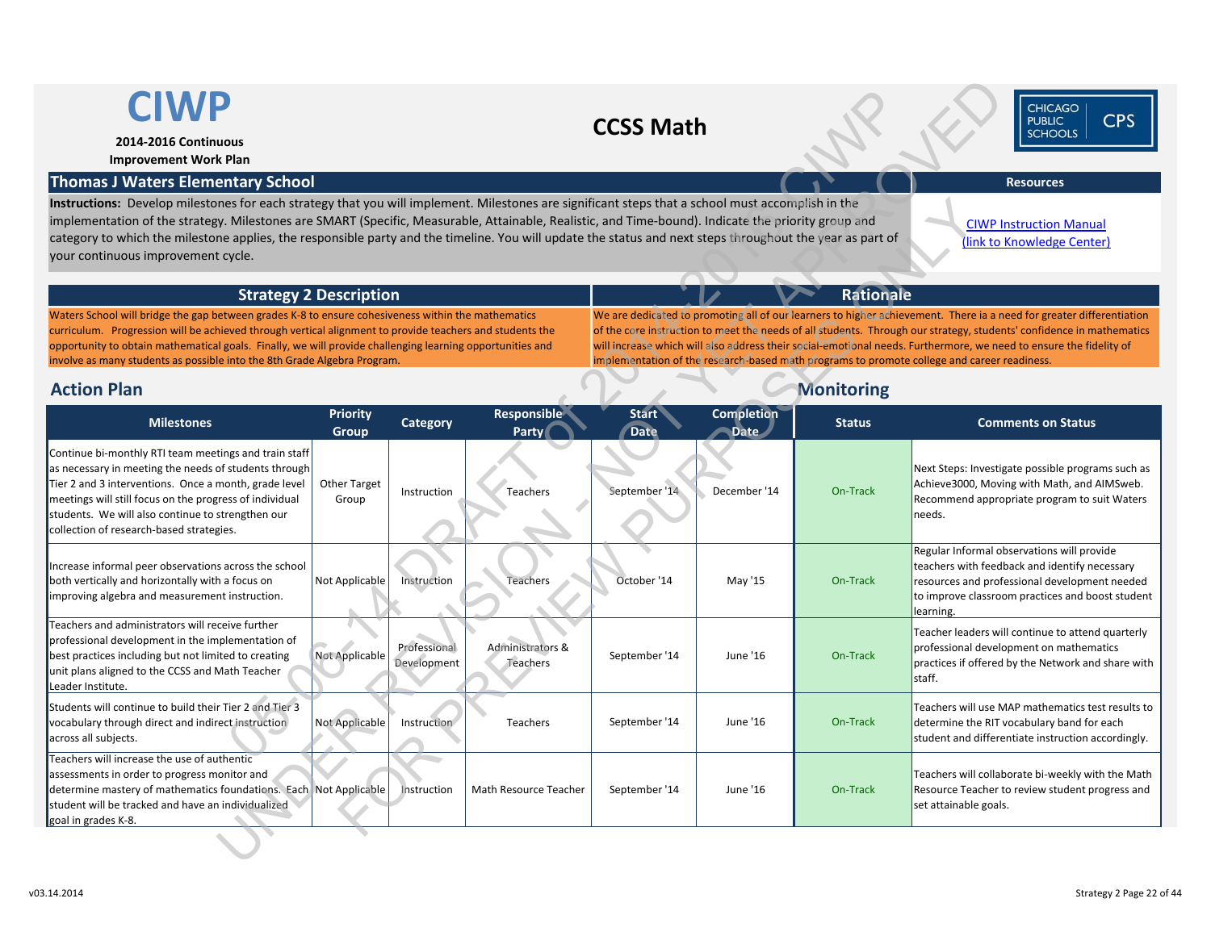# CIWP

**2014-2016 Continuous Improvement Work Plan**

## CCSS Math

CHICAGO PUBLIC SCHOOLS | CPS

## Thomas J Waters Elementary School

**Instructions:** Develop milestones for each strategy that you will implement. Milestones are significant steps that a school must accomplish in the implementation of the strategy. Milestones are SMART (Specific, Measurable, Attainable, Realistic, and Time-bound). Indicate the priority group and category to which the milestone applies, the responsible party and the timeline. You will update the status and next steps throughout the year as part of your continuous improvement cycle.

**Resources**

CIWP Instruction Manual (link to Knowledge Center)

| Strategy 2 Description | Rationale |
|---|---|
| Waters School will bridge the gap between grades K-8 to ensure cohesiveness within the mathematics curriculum. Progression will be achieved through vertical alignment to provide teachers and students the opportunity to obtain mathematical goals. Finally, we will provide challenging learning opportunities and involve as many students as possible into the 8th Grade Algebra Program. | We are dedicated to promoting all of our learners to higher achievement. There ia a need for greater differentiation of the core instruction to meet the needs of all students. Through our strategy, students' confidence in mathematics will increase which will also address their social-emotional needs. Furthermore, we need to ensure the fidelity of implementation of the research-based math programs to promote college and career readiness. |

## Action Plan / Monitoring

| Milestones | Priority Group | Category | Responsible Party | Start Date | Completion Date | Status | Comments on Status |
|---|---|---|---|---|---|---|---|
| Continue bi-monthly RTI team meetings and train staff as necessary in meeting the needs of students through Tier 2 and 3 interventions. Once a month, grade level meetings will still focus on the progress of individual students. We will also continue to strengthen our collection of research-based strategies. | Other Target Group | Instruction | Teachers | September '14 | December '14 | On-Track | Next Steps: Investigate possible programs such as Achieve3000, Moving with Math, and AIMSweb. Recommend appropriate program to suit Waters needs. |
| Increase informal peer observations across the school both vertically and horizontally with a focus on improving algebra and measurement instruction. | Not Applicable | Instruction | Teachers | October '14 | May '15 | On-Track | Regular Informal observations will provide teachers with feedback and identify necessary resources and professional development needed to improve classroom practices and boost student learning. |
| Teachers and administrators will receive further professional development in the implementation of best practices including but not limited to creating unit plans aligned to the CCSS and Math Teacher Leader Institute. | Not Applicable | Professional Development | Administrators & Teachers | September '14 | June '16 | On-Track | Teacher leaders will continue to attend quarterly professional development on mathematics practices if offered by the Network and share with staff. |
| Students will continue to build their Tier 2 and Tier 3 vocabulary through direct and indirect instruction across all subjects. | Not Applicable | Instruction | Teachers | September '14 | June '16 | On-Track | Teachers will use MAP mathematics test results to determine the RIT vocabulary band for each student and differentiate instruction accordingly. |
| Teachers will increase the use of authentic assessments in order to progress monitor and determine mastery of mathematics foundations. Each student will be tracked and have an individualized goal in grades K-8. | Not Applicable | Instruction | Math Resource Teacher | September '14 | June '16 | On-Track | Teachers will collaborate bi-weekly with the Math Resource Teacher to review student progress and set attainable goals. |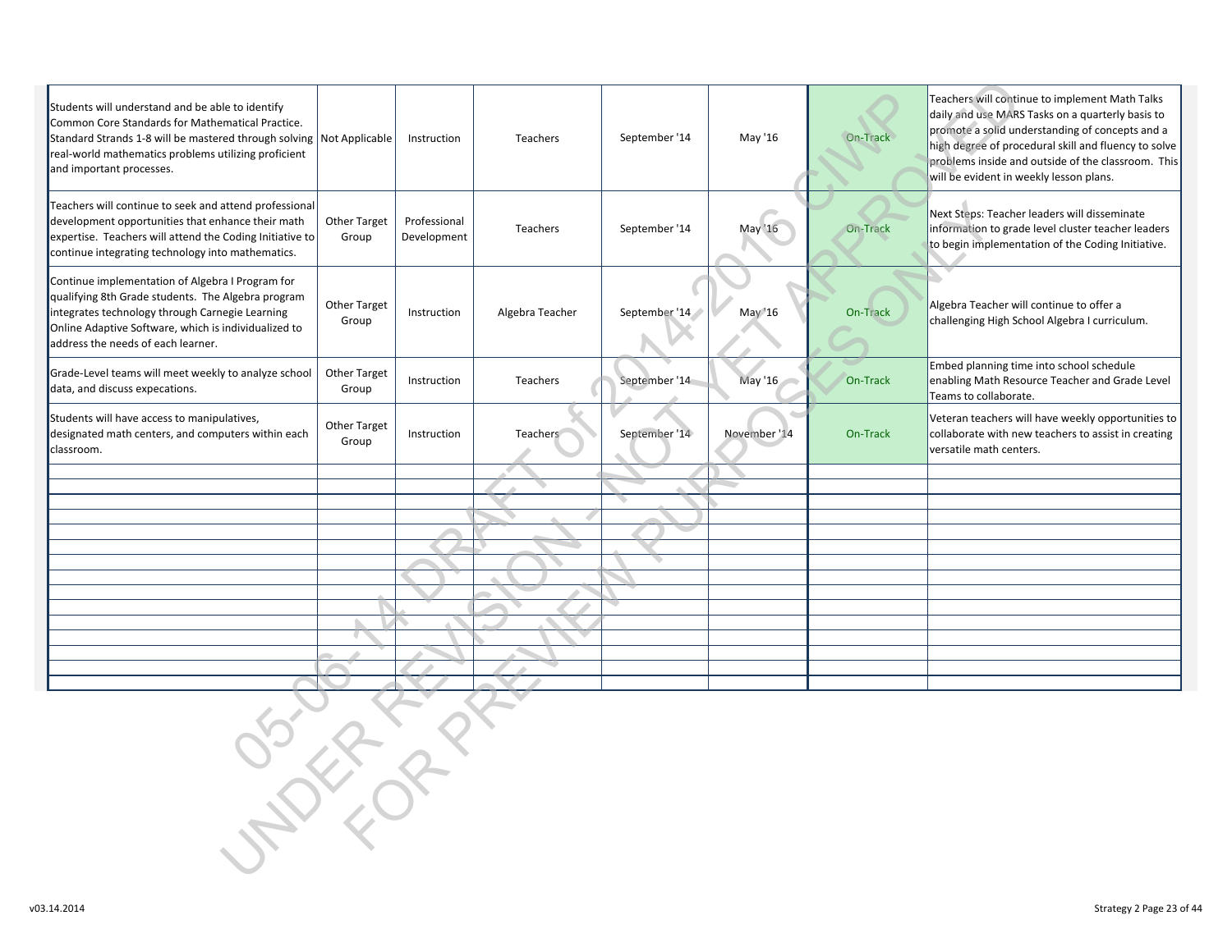| | | | | | | | |
|---|---|---|---|---|---|---|---|
| Students will understand and be able to identify Common Core Standards for Mathematical Practice. Standard Strands 1-8 will be mastered through solving real-world mathematics problems utilizing proficient and important processes. | Not Applicable | Instruction | Teachers | September '14 | May '16 | On-Track | Teachers will continue to implement Math Talks daily and use MARS Tasks on a quarterly basis to promote a solid understanding of concepts and a high degree of procedural skill and fluency to solve problems inside and outside of the classroom. This will be evident in weekly lesson plans. |
| Teachers will continue to seek and attend professional development opportunities that enhance their math expertise. Teachers will attend the Coding Initiative to continue integrating technology into mathematics. | Other Target Group | Professional Development | Teachers | September '14 | May '16 | On-Track | Next Steps: Teacher leaders will disseminate information to grade level cluster teacher leaders to begin implementation of the Coding Initiative. |
| Continue implementation of Algebra I Program for qualifying 8th Grade students. The Algebra program integrates technology through Carnegie Learning Online Adaptive Software, which is individualized to address the needs of each learner. | Other Target Group | Instruction | Algebra Teacher | September '14 | May '16 | On-Track | Algebra Teacher will continue to offer a challenging High School Algebra I curriculum. |
| Grade-Level teams will meet weekly to analyze school data, and discuss expecations. | Other Target Group | Instruction | Teachers | September '14 | May '16 | On-Track | Embed planning time into school schedule enabling Math Resource Teacher and Grade Level Teams to collaborate. |
| Students will have access to manipulatives, designated math centers, and computers within each classroom. | Other Target Group | Instruction | Teachers | September '14 | November '14 | On-Track | Veteran teachers will have weekly opportunities to collaborate with new teachers to assist in creating versatile math centers. |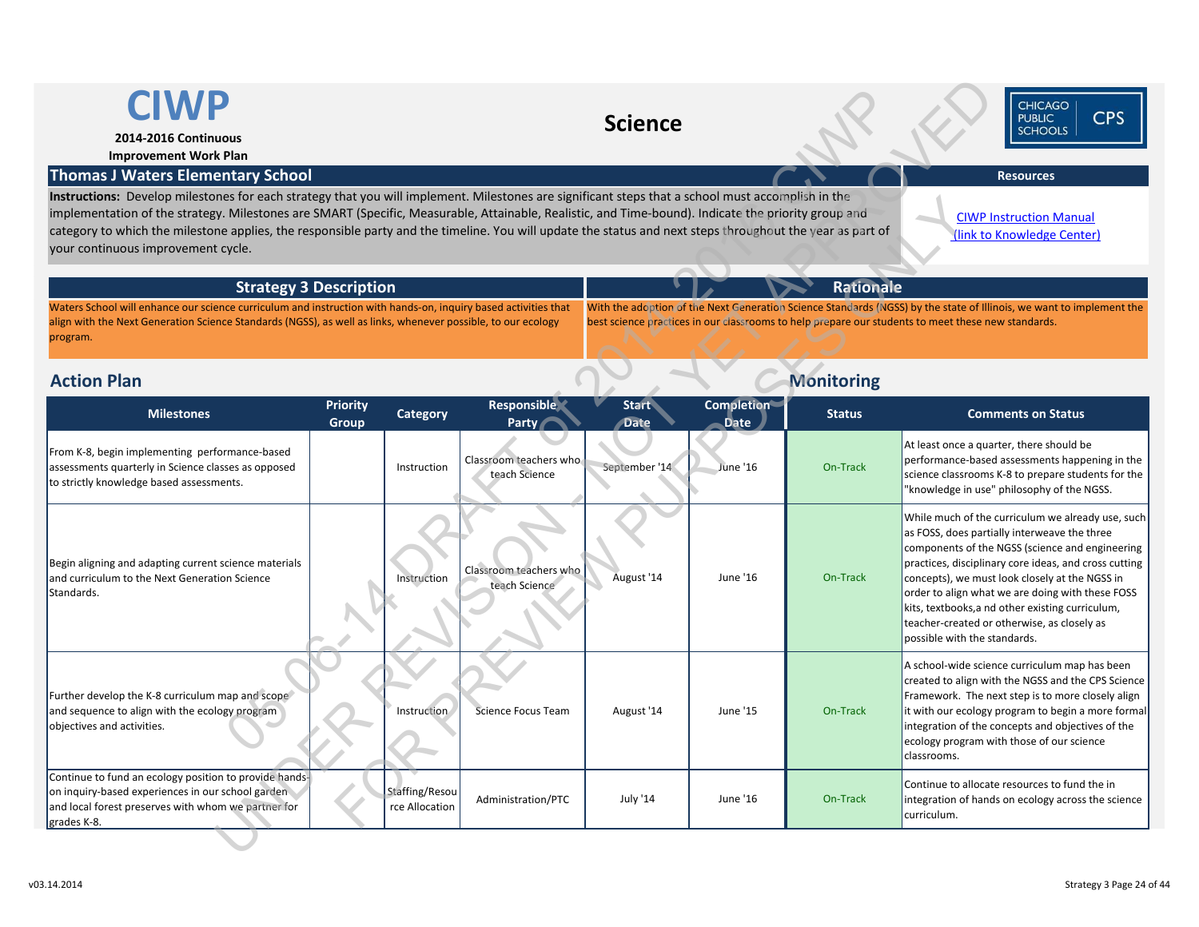# CIWP

**2014-2016 Continuous Improvement Work Plan**

## Science

**Thomas J Waters Elementary School**

**Instructions:** Develop milestones for each strategy that you will implement. Milestones are significant steps that a school must accomplish in the implementation of the strategy. Milestones are SMART (Specific, Measurable, Attainable, Realistic, and Time-bound). Indicate the priority group and category to which the milestone applies, the responsible party and the timeline. You will update the status and next steps throughout the year as part of your continuous improvement cycle.

**Resources**

CIWP Instruction Manual (link to Knowledge Center)

| Strategy 3 Description | Rationale |
|---|---|
| Waters School will enhance our science curriculum and instruction with hands-on, inquiry based activities that align with the Next Generation Science Standards (NGSS), as well as links, whenever possible, to our ecology program. | With the adoption of the Next Generation Science Standards (NGSS) by the state of Illinois, we want to implement the best science practices in our classrooms to help prepare our students to meet these new standards. |

## Action Plan / Monitoring

| Milestones | Priority Group | Category | Responsible Party | Start Date | Completion Date | Status | Comments on Status |
|---|---|---|---|---|---|---|---|
| From K-8, begin implementing performance-based assessments quarterly in Science classes as opposed to strictly knowledge based assessments. | | Instruction | Classroom teachers who teach Science | September '14 | June '16 | On-Track | At least once a quarter, there should be performance-based assessments happening in the science classrooms K-8 to prepare students for the "knowledge in use" philosophy of the NGSS. |
| Begin aligning and adapting current science materials and curriculum to the Next Generation Science Standards. | | Instruction | Classroom teachers who teach Science | August '14 | June '16 | On-Track | While much of the curriculum we already use, such as FOSS, does partially interweave the three components of the NGSS (science and engineering practices, disciplinary core ideas, and cross cutting concepts), we must look closely at the NGSS in order to align what we are doing with these FOSS kits, textbooks,a nd other existing curriculum, teacher-created or otherwise, as closely as possible with the standards. |
| Further develop the K-8 curriculum map and scope and sequence to align with the ecology program objectives and activities. | | Instruction | Science Focus Team | August '14 | June '15 | On-Track | A school-wide science curriculum map has been created to align with the NGSS and the CPS Science Framework. The next step is to more closely align it with our ecology program to begin a more formal integration of the concepts and objectives of the ecology program with those of our science classrooms. |
| Continue to fund an ecology position to provide hands-on inquiry-based experiences in our school garden and local forest preserves with whom we partner for grades K-8. | | Staffing/Resource Allocation | Administration/PTC | July '14 | June '16 | On-Track | Continue to allocate resources to fund the in integration of hands on ecology across the science curriculum. |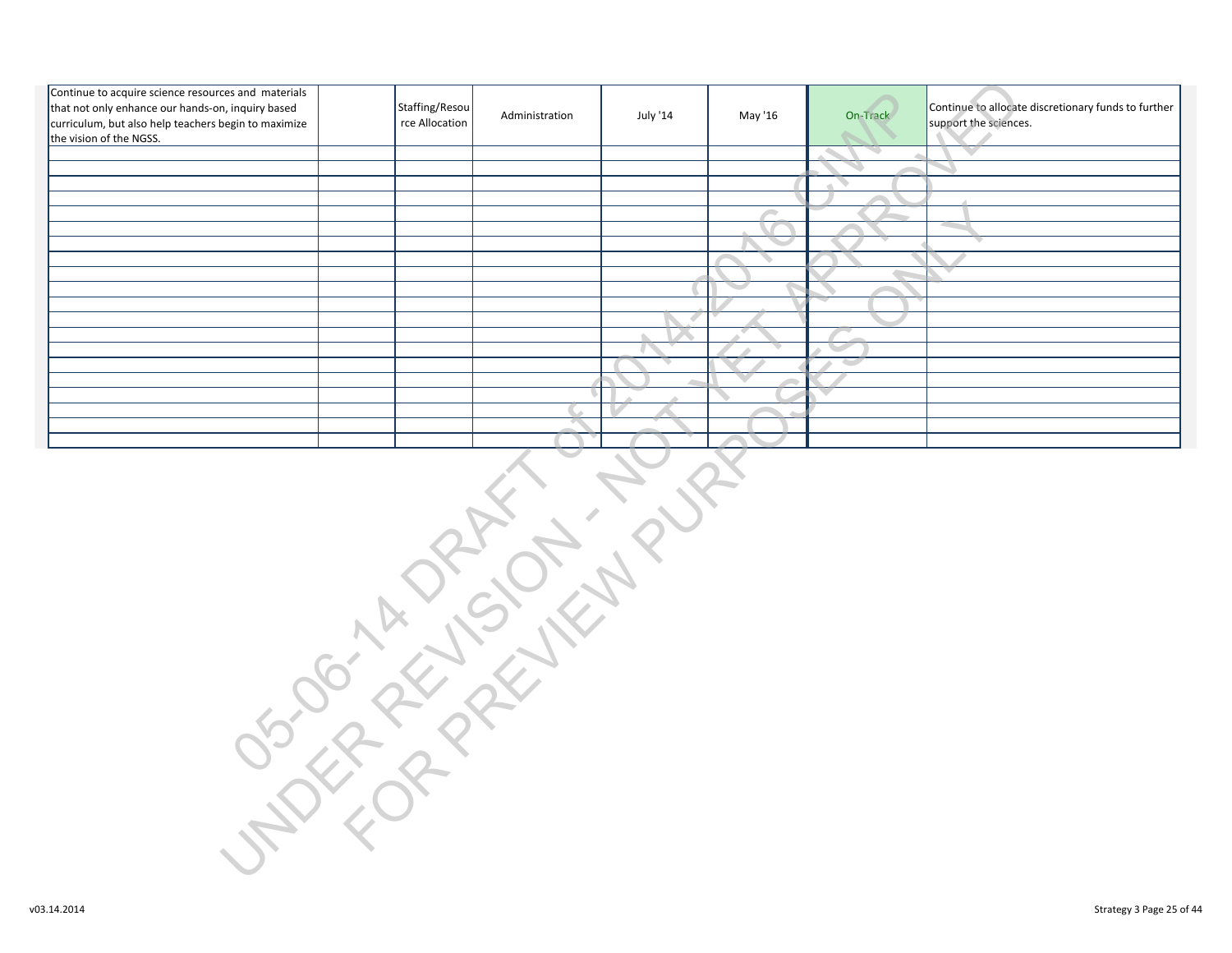| | | | | | | | |
|---|---|---|---|---|---|---|---|
| Continue to acquire science resources and materials that not only enhance our hands-on, inquiry based curriculum, but also help teachers begin to maximize the vision of the NGSS. | | Staffing/Resource Allocation | Administration | July '14 | May '16 | On-Track | Continue to allocate discretionary funds to further support the sciences. |
| | | | | | | | |
| | | | | | | | |
| | | | | | | | |
| | | | | | | | |
| | | | | | | | |
| | | | | | | | |
| | | | | | | | |
| | | | | | | | |
| | | | | | | | |
| | | | | | | | |
| | | | | | | | |
| | | | | | | | |
| | | | | | | | |
| | | | | | | | |
| | | | | | | | |
| | | | | | | | |
| | | | | | | | |
| | | | | | | | |
| | | | | | | | |
| | | | | | | | |

05-06-14 DRAFT of 2014-2016 CIWP
UNDER REVISION - NOT YET APPROVED
FOR PREVIEW PURPOSES ONLY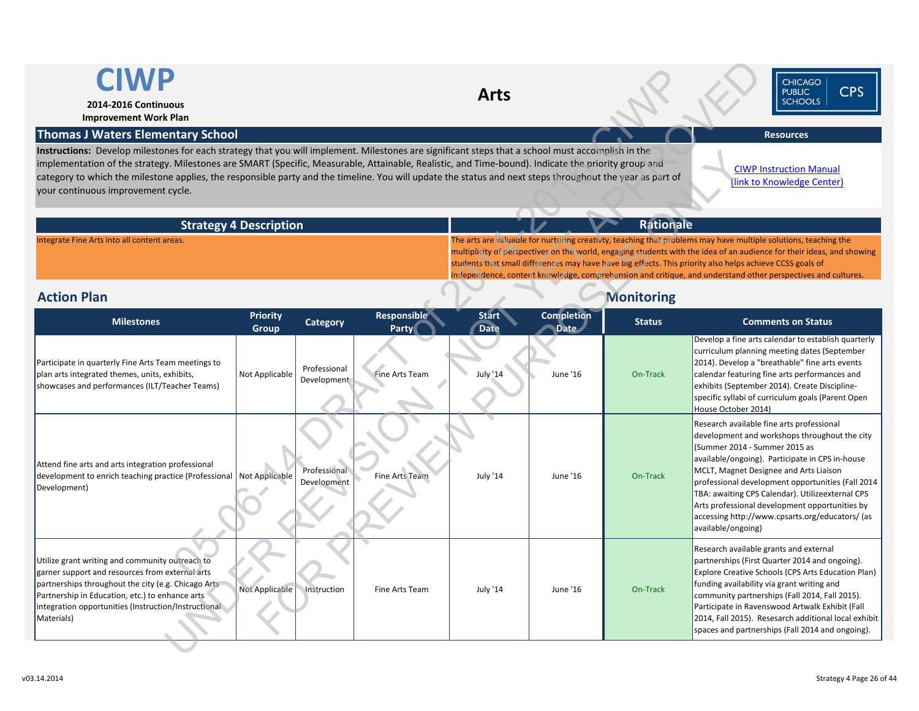# CIWP

**2014-2016 Continuous Improvement Work Plan**

# Arts

## Thomas J Waters Elementary School

**Instructions:** Develop milestones for each strategy that you will implement. Milestones are significant steps that a school must accomplish in the implementation of the strategy. Milestones are SMART (Specific, Measurable, Attainable, Realistic, and Time-bound). Indicate the priority group and category to which the milestone applies, the responsible party and the timeline. You will update the status and next steps throughout the year as part of your continuous improvement cycle.

**Resources**

CIWP Instruction Manual (link to Knowledge Center)

| Strategy 4 Description | Rationale |
|---|---|
| Integrate Fine Arts into all content areas. | The arts are valuable for nurturing creativty, teaching that problems may have multiple solutions, teaching the multiplicity of perspectives on the world, engaging students with the idea of an audience for their ideas, and showing students that small differences may have have big effects. This priority also helps achieve CCSS goals of independence, content knowledge, comprehension and critique, and understand other perspectives and cultures. |

## Action Plan

## Monitoring

| Milestones | Priority Group | Category | Responsible Party | Start Date | Completion Date | Status | Comments on Status |
|---|---|---|---|---|---|---|---|
| Participate in quarterly Fine Arts Team meetings to plan arts integrated themes, units, exhibits, showcases and performances (ILT/Teacher Teams) | Not Applicable | Professional Development | Fine Arts Team | July '14 | June '16 | On-Track | Develop a fine arts calendar to establish quarterly curriculum planning meeting dates (September 2014). Develop a "breathable" fine arts events calendar featuring fine arts performances and exhibits (September 2014). Create Discipline-specific syllabi of curriculum goals (Parent Open House October 2014) |
| Attend fine arts and arts integration professional development to enrich teaching practice (Professional Development) | Not Applicable | Professional Development | Fine Arts Team | July '14 | June '16 | On-Track | Research available fine arts professional development and workshops throughout the city (Summer 2014 - Summer 2015 as available/ongoing). Participate in CPS in-house MCLT, Magnet Designee and Arts Liaison professional development opportunities (Fall 2014 TBA: awaiting CPS Calendar). Utilizeexternal CPS Arts professional development opportunities by accessing http://www.cpsarts.org/educators/ (as available/ongoing) |
| Utilize grant writing and community outreach to garner support and resources from external arts partnerships throughout the city (e.g. Chicago Arts Partnership in Education, etc.) to enhance arts integration opportunities (Instruction/Instructional Materials) | Not Applicable | Instruction | Fine Arts Team | July '14 | June '16 | On-Track | Research available grants and external partnerships (First Quarter 2014 and ongoing). Explore Creative Schools (CPS Arts Education Plan) funding availability via grant writing and community partnerships (Fall 2014, Fall 2015). Participate in Ravenswood Artwalk Exhibit (Fall 2014, Fall 2015). Resesarch additional local exhibit spaces and partnerships (Fall 2014 and ongoing). |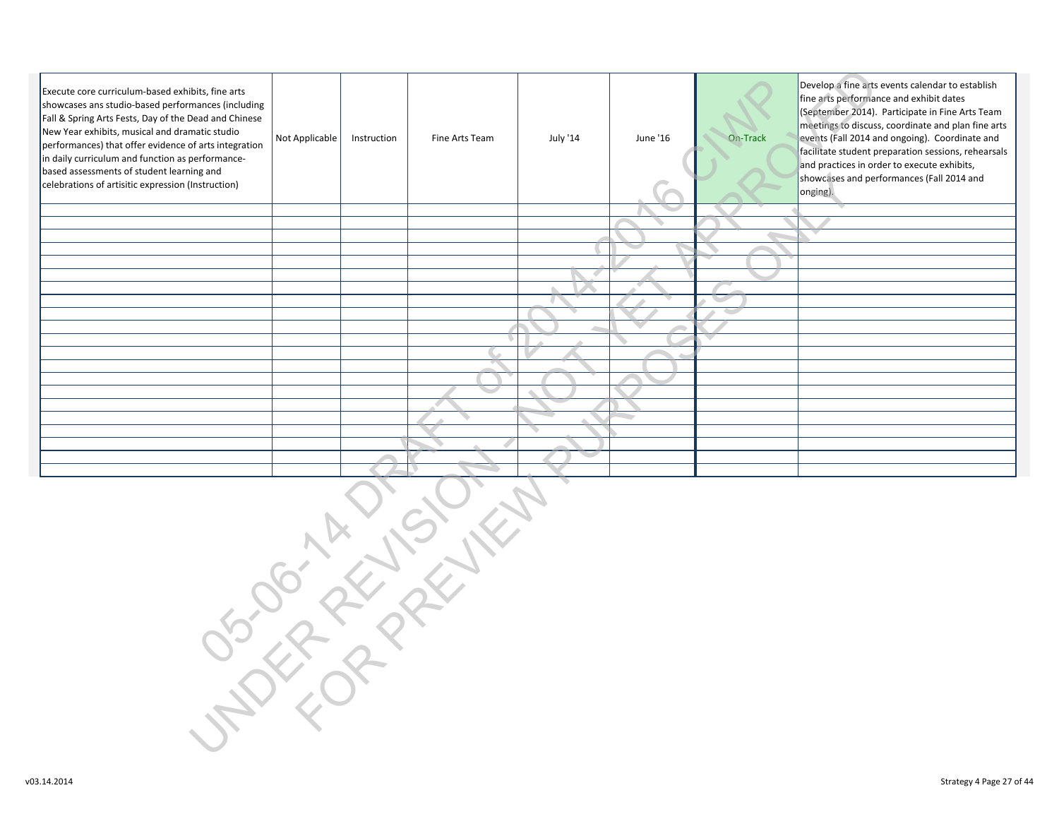| | | | | | | | |
|---|---|---|---|---|---|---|---|
| Execute core curriculum-based exhibits, fine arts showcases ans studio-based performances (including Fall & Spring Arts Fests, Day of the Dead and Chinese New Year exhibits, musical and dramatic studio performances) that offer evidence of arts integration in daily curriculum and function as performance-based assessments of student learning and celebrations of artisitic expression (Instruction) | Not Applicable | Instruction | Fine Arts Team | July '14 | June '16 | On-Track | Develop a fine arts events calendar to establish fine arts performance and exhibit dates (September 2014). Participate in Fine Arts Team meetings to discuss, coordinate and plan fine arts events (Fall 2014 and ongoing). Coordinate and facilitate student preparation sessions, rehearsals and practices in order to execute exhibits, showcases and performances (Fall 2014 and onging). |
| | | | | | | | |
| | | | | | | | |
| | | | | | | | |
| | | | | | | | |
| | | | | | | | |
| | | | | | | | |
| | | | | | | | |
| | | | | | | | |
| | | | | | | | |
| | | | | | | | |
| | | | | | | | |
| | | | | | | | |
| | | | | | | | |
| | | | | | | | |
| | | | | | | | |
| | | | | | | | |
| | | | | | | | |
| | | | | | | | |
| | | | | | | | |
| | | | | | | | |
| | | | | | | | |

05-06-14 DRAFT of 2014-2016 CIWP
UNDER REVISION - NOT YET APPROVED
FOR PREVIEW PURPOSES ONLY

v03.14.2014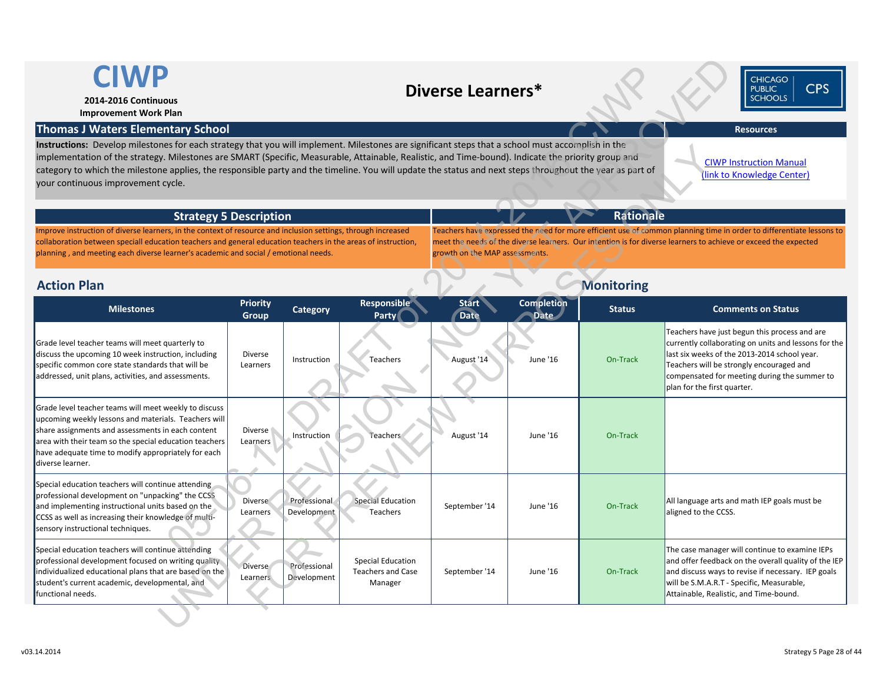# CIWP

**2014-2016 Continuous Improvement Work Plan**

## Diverse Learners*

### Thomas J Waters Elementary School

**Instructions:** Develop milestones for each strategy that you will implement. Milestones are significant steps that a school must accomplish in the implementation of the strategy. Milestones are SMART (Specific, Measurable, Attainable, Realistic, and Time-bound). Indicate the priority group and category to which the milestone applies, the responsible party and the timeline. You will update the status and next steps throughout the year as part of your continuous improvement cycle.

**Resources**

CIWP Instruction Manual (link to Knowledge Center)

| Strategy 5 Description | Rationale |
|---|---|
| Improve instruction of diverse learners, in the context of resource and inclusion settings, through increased collaboration between speciall education teachers and general education teachers in the areas of instruction, planning , and meeting each diverse learner's academic and social / emotional needs. | Teachers have expressed the need for more efficient use of common planning time in order to differentiate lessons to meet the needs of the diverse learners. Our intention is for diverse learners to achieve or exceed the expected growth on the MAP assessments. |

## Action Plan / Monitoring

| Milestones | Priority Group | Category | Responsible Party | Start Date | Completion Date | Status | Comments on Status |
|---|---|---|---|---|---|---|---|
| Grade level teacher teams will meet quarterly to discuss the upcoming 10 week instruction, including specific common core state standards that will be addressed, unit plans, activities, and assessments. | Diverse Learners | Instruction | Teachers | August '14 | June '16 | On-Track | Teachers have just begun this process and are currently collaborating on units and lessons for the last six weeks of the 2013-2014 school year. Teachers will be strongly encouraged and compensated for meeting during the summer to plan for the first quarter. |
| Grade level teacher teams will meet weekly to discuss upcoming weekly lessons and materials. Teachers will share assignments and assessments in each content area with their team so the special education teachers have adequate time to modify appropriately for each diverse learner. | Diverse Learners | Instruction | Teachers | August '14 | June '16 | On-Track | |
| Special education teachers will continue attending professional development on "unpacking" the CCSS and implementing instructional units based on the CCSS as well as increasing their knowledge of multi-sensory instructional techniques. | Diverse Learners | Professional Development | Special Education Teachers | September '14 | June '16 | On-Track | All language arts and math IEP goals must be aligned to the CCSS. |
| Special education teachers will continue attending professional development focused on writing quality individualized educational plans that are based on the student's current academic, developmental, and functional needs. | Diverse Learners | Professional Development | Special Education Teachers and Case Manager | September '14 | June '16 | On-Track | The case manager will continue to examine IEPs and offer feedback on the overall quality of the IEP and discuss ways to revise if necessary. IEP goals will be S.M.A.R.T - Specific, Measurable, Attainable, Realistic, and Time-bound. |

v03.14.2014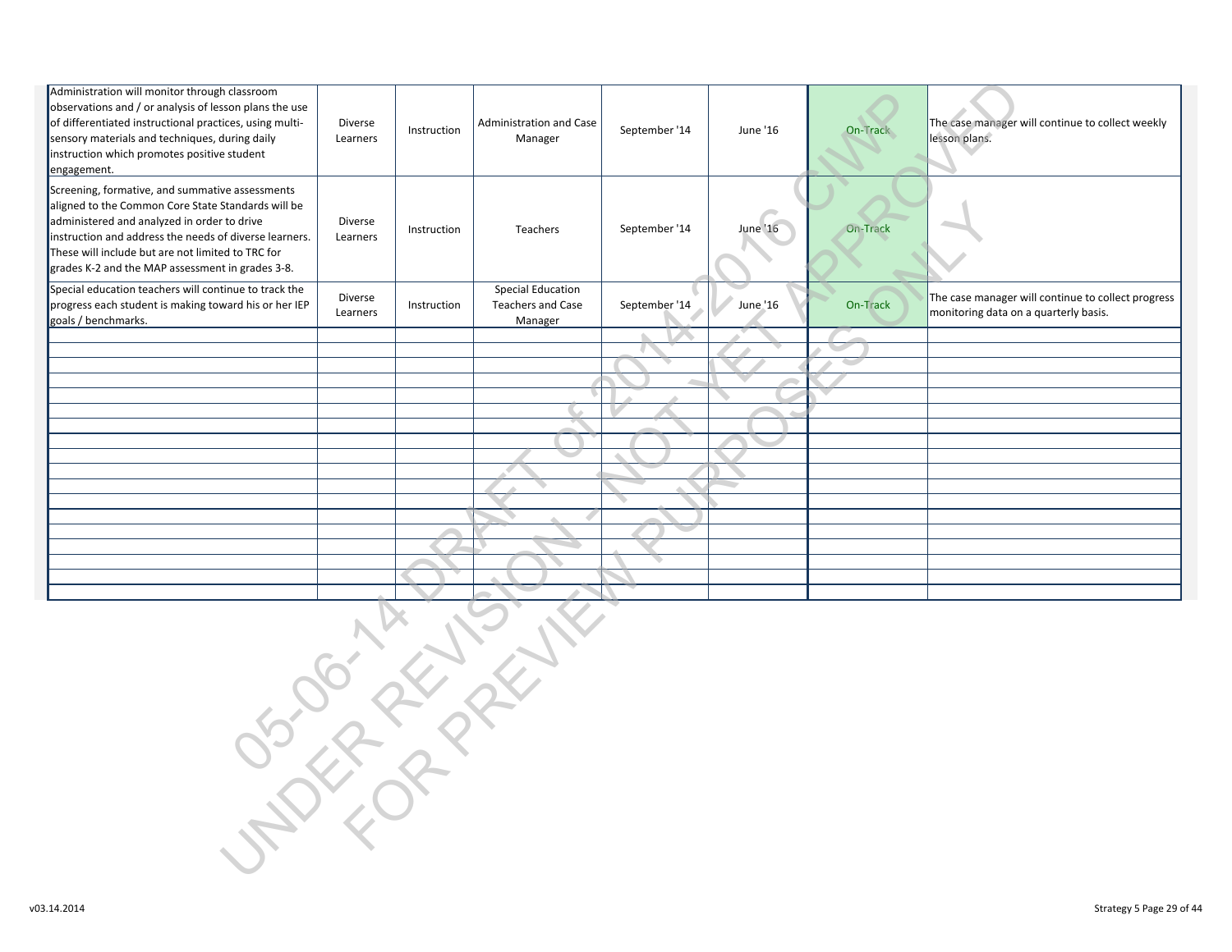| | | | | | | | |
|---|---|---|---|---|---|---|---|
| Administration will monitor through classroom observations and / or analysis of lesson plans the use of differentiated instructional practices, using multi-sensory materials and techniques, during daily instruction which promotes positive student engagement. | Diverse Learners | Instruction | Administration and Case Manager | September '14 | June '16 | On-Track | The case manager will continue to collect weekly lesson plans. |
| Screening, formative, and summative assessments aligned to the Common Core State Standards will be administered and analyzed in order to drive instruction and address the needs of diverse learners. These will include but are not limited to TRC for grades K-2 and the MAP assessment in grades 3-8. | Diverse Learners | Instruction | Teachers | September '14 | June '16 | On-Track | |
| Special education teachers will continue to track the progress each student is making toward his or her IEP goals / benchmarks. | Diverse Learners | Instruction | Special Education Teachers and Case Manager | September '14 | June '16 | On-Track | The case manager will continue to collect progress monitoring data on a quarterly basis. |
| | | | | | | | |
| | | | | | | | |
| | | | | | | | |
| | | | | | | | |
| | | | | | | | |
| | | | | | | | |
| | | | | | | | |
| | | | | | | | |
| | | | | | | | |
| | | | | | | | |
| | | | | | | | |
| | | | | | | | |
| | | | | | | | |
| | | | | | | | |
| | | | | | | | |
| | | | | | | | |
| | | | | | | | |

05-06-14 DRAFT of 2014-2016 CIWP
UNDER REVISION - NOT YET APPROVED
FOR PREVIEW PURPOSES ONLY

v03.14.2014

Strategy 5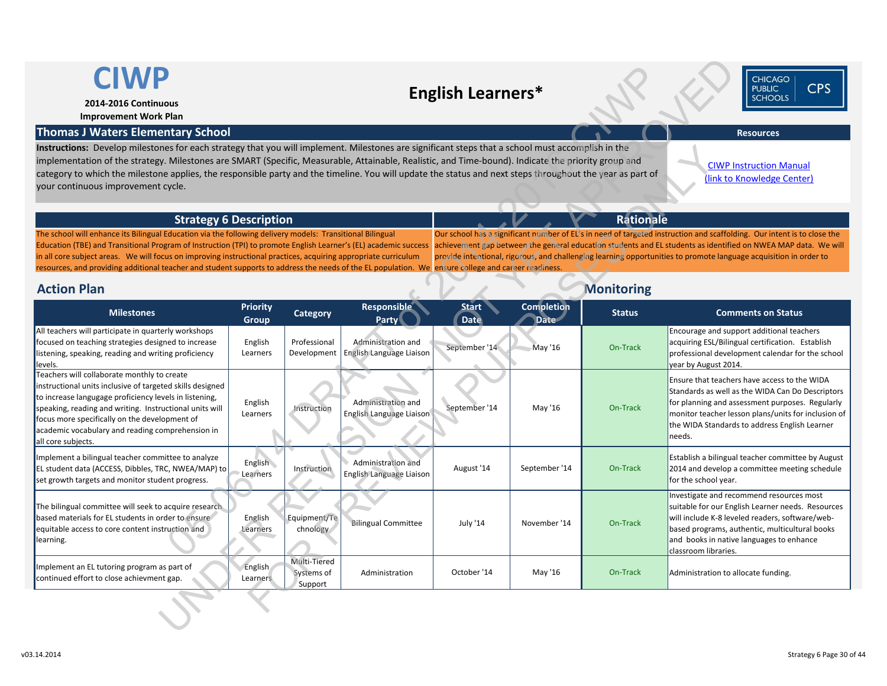# CIWP

**2014-2016 Continuous Improvement Work Plan**

## English Learners*

CHICAGO PUBLIC SCHOOLS CPS

## Thomas J Waters Elementary School

**Instructions:** Develop milestones for each strategy that you will implement. Milestones are significant steps that a school must accomplish in the implementation of the strategy. Milestones are SMART (Specific, Measurable, Attainable, Realistic, and Time-bound). Indicate the priority group and category to which the milestone applies, the responsible party and the timeline. You will update the status and next steps throughout the year as part of your continuous improvement cycle.

**Resources**

[CIWP Instruction Manual (link to Knowledge Center)]

| Strategy 6 Description | Rationale |
|---|---|
| The school will enhance its Bilingual Education via the following delivery models: Transitional Bilingual Education (TBE) and Transitional Program of Instruction (TPI) to promote English Learner's (EL) academic success in all core subject areas. We will focus on improving instructional practices, acquiring appropriate curriculum resources, and providing additional teacher and student supports to address the needs of the EL population. We | Our school has a significant number of EL's in need of targeted instruction and scaffolding. Our intent is to close the achievement gap between the general education students and EL students as identified on NWEA MAP data. We will provide intentional, rigorous, and challenging learning opportunities to promote language acquisition in order to ensure college and career readiness. |

## Action Plan

## Monitoring

| Milestones | Priority Group | Category | Responsible Party | Start Date | Completion Date | Status | Comments on Status |
|---|---|---|---|---|---|---|---|
| All teachers will participate in quarterly workshops focused on teaching strategies designed to increase listening, speaking, reading and writing proficiency levels. | English Learners | Professional Development | Administration and English Language Liaison | September '14 | May '16 | On-Track | Encourage and support additional teachers acquiring ESL/Bilingual certification. Establish professional development calendar for the school year by August 2014. |
| Teachers will collaborate monthly to create instructional units inclusive of targeted skills designed to increase langugage proficiency levels in listening, speaking, reading and writing. Instructional units will focus more specifically on the development of academic vocabulary and reading comprehension in all core subjects. | English Learners | Instruction | Administration and English Language Liaison | September '14 | May '16 | On-Track | Ensure that teachers have access to the WIDA Standards as well as the WIDA Can Do Descriptors for planning and assessment purposes. Regularly monitor teacher lesson plans/units for inclusion of the WIDA Standards to address English Learner needs. |
| Implement a bilingual teacher committee to analyze EL student data (ACCESS, Dibbles, TRC, NWEA/MAP) to set growth targets and monitor student progress. | English Learners | Instruction | Administration and English Language Liaison | August '14 | September '14 | On-Track | Establish a bilingual teacher committee by August 2014 and develop a committee meeting schedule for the school year. |
| The bilingual committee will seek to acquire research based materials for EL students in order to ensure equitable access to core content instruction and learning. | English Learners | Equipment/Technology | Bilingual Committee | July '14 | November '14 | On-Track | Investigate and recommend resources most suitable for our English Learner needs. Resources will include K-8 leveled readers, software/web-based programs, authentic, multicultural books and books in native languages to enhance classroom libraries. |
| Implement an EL tutoring program as part of continued effort to close achievment gap. | English Learners | Multi-Tiered Systems of Support | Administration | October '14 | May '16 | On-Track | Administration to allocate funding. |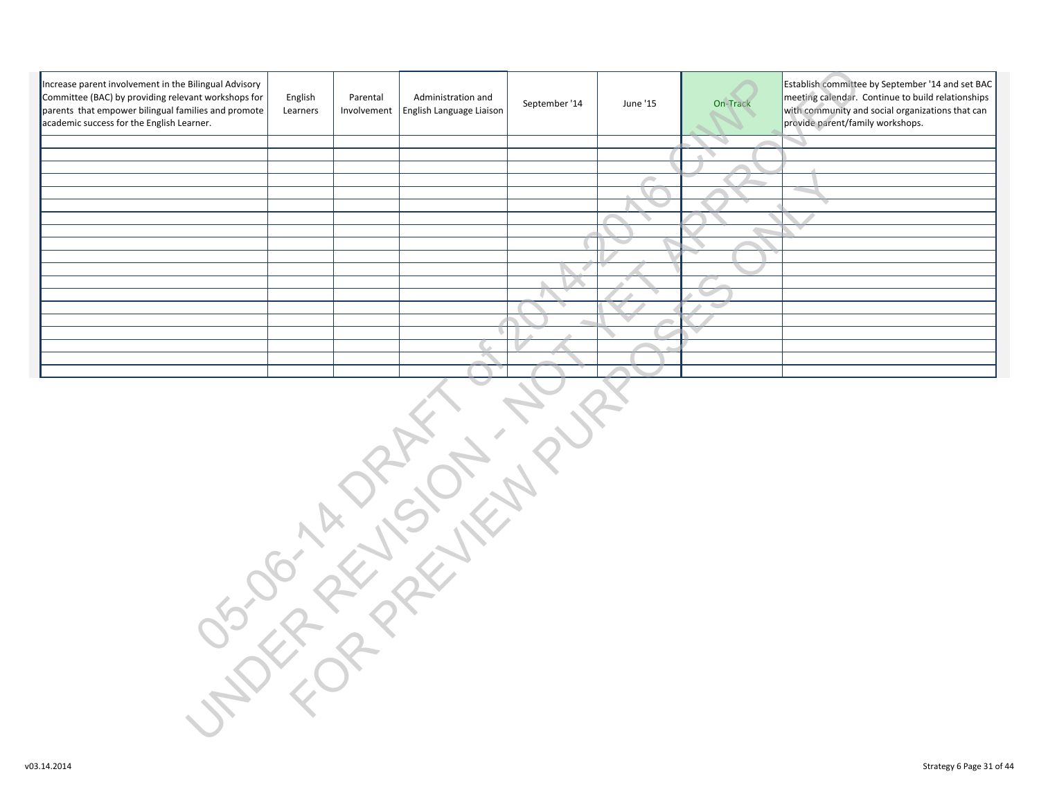| | | | | | | | |
|---|---|---|---|---|---|---|---|
| Increase parent involvement in the Bilingual Advisory Committee (BAC) by providing relevant workshops for parents that empower bilingual families and promote academic success for the English Learner. | English Learners | Parental Involvement | Administration and English Language Liaison | September '14 | June '15 | On-Track | Establish committee by September '14 and set BAC meeting calendar. Continue to build relationships with community and social organizations that can provide parent/family workshops. |
| | | | | | | | |
| | | | | | | | |
| | | | | | | | |
| | | | | | | | |
| | | | | | | | |
| | | | | | | | |
| | | | | | | | |
| | | | | | | | |
| | | | | | | | |
| | | | | | | | |
| | | | | | | | |
| | | | | | | | |
| | | | | | | | |
| | | | | | | | |
| | | | | | | | |
| | | | | | | | |
| | | | | | | | |
| | | | | | | | |
| | | | | | | | |

05-06-14 DRAFT of 2014-2016 CIWP
UNDER REVISION - NOT YET APPROVED
FOR PREVIEW PURPOSES ONLY